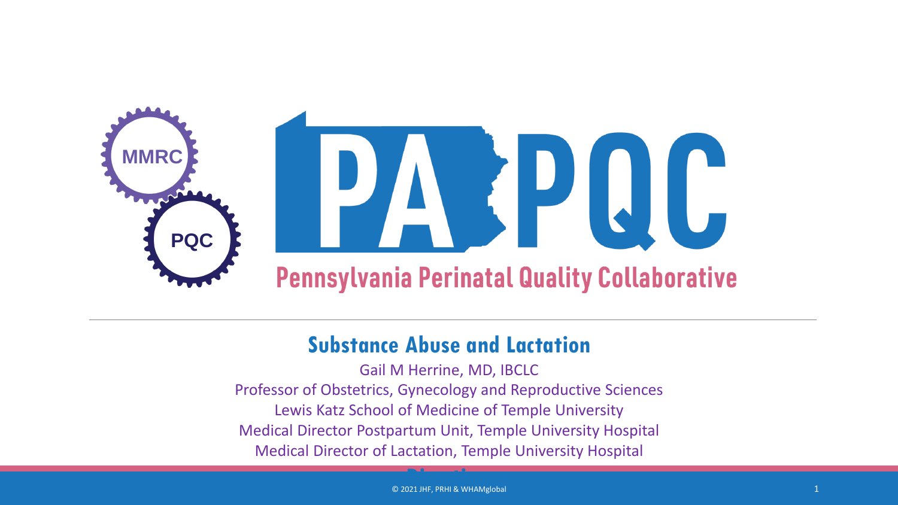MMRC

PQC

# PA PQC

Pennsylvania Perinatal Quality Collaborative

## Substance Abuse and Lactation

Gail M Herrine, MD, IBCLC

Professor of Obstetrics, Gynecology and Reproductive Sciences

Lewis Katz School of Medicine of Temple University

Medical Director Postpartum Unit, Temple University Hospital

Medical Director of Lactation, Temple University Hospital

© 2021 JHF, PRHI & WHAMglobal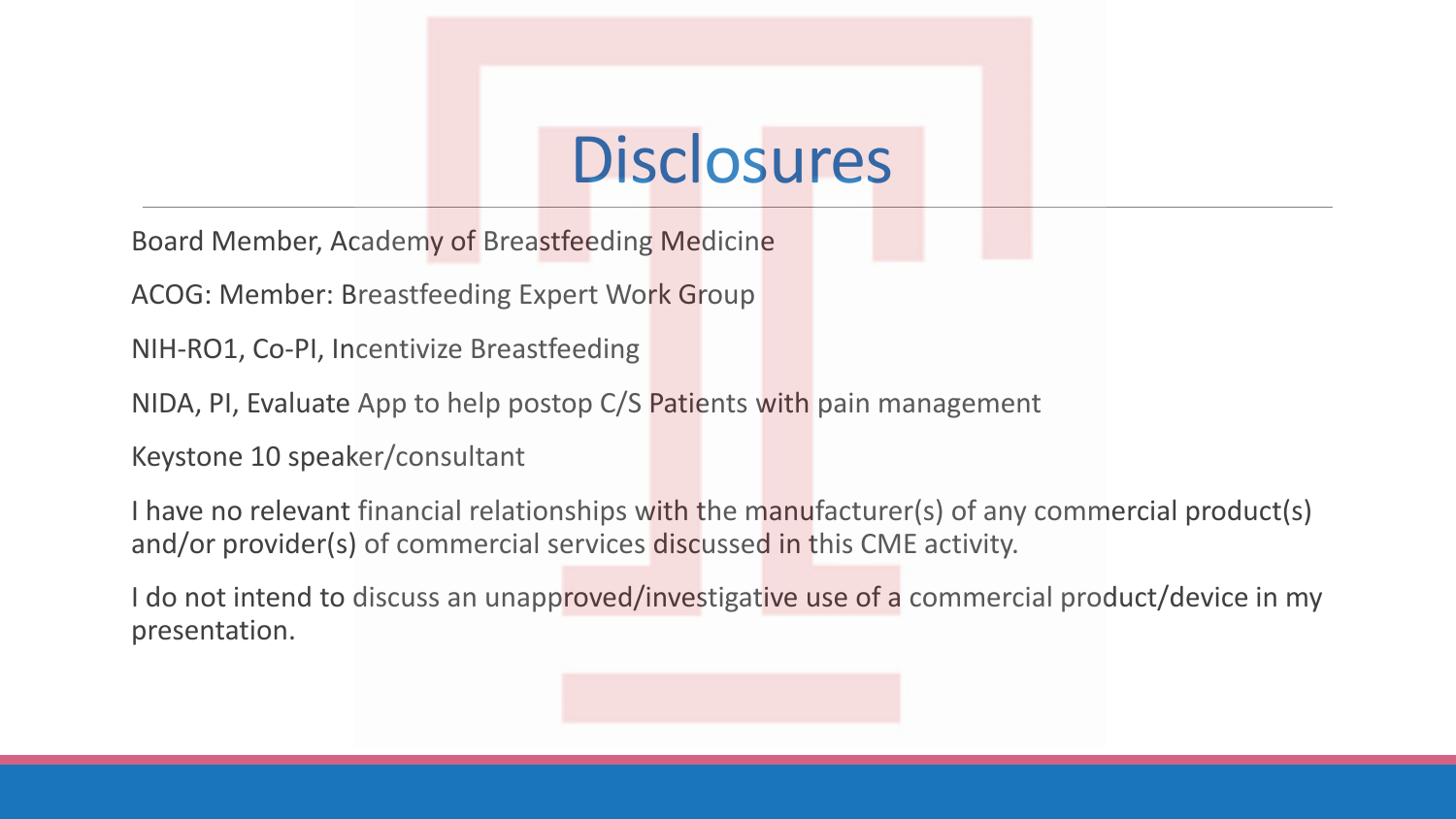# Disclosures

Board Member, Academy of Breastfeeding Medicine

ACOG: Member: Breastfeeding Expert Work Group

NIH-RO1, Co-PI, Incentivize Breastfeeding

NIDA, PI, Evaluate App to help postop C/S Patients with pain management

Keystone 10 speaker/consultant

I have no relevant financial relationships with the manufacturer(s) of any commercial product(s) and/or provider(s) of commercial services discussed in this CME activity.

I do not intend to discuss an unapproved/investigative use of a commercial product/device in my presentation.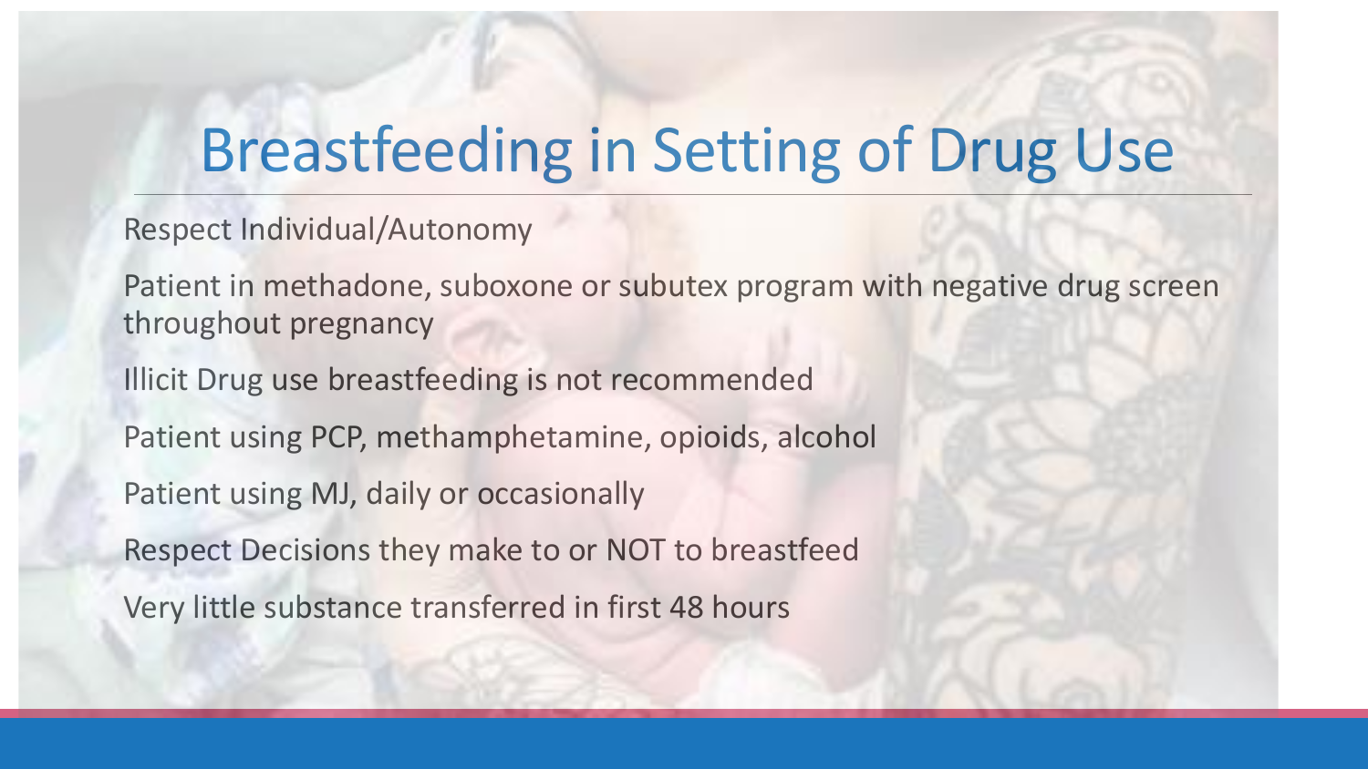# Breastfeeding in Setting of Drug Use

Respect Individual/Autonomy

Patient in methadone, suboxone or subutex program with negative drug screen throughout pregnancy

Illicit Drug use breastfeeding is not recommended

Patient using PCP, methamphetamine, opioids, alcohol

Patient using MJ, daily or occasionally

Respect Decisions they make to or NOT to breastfeed

Very little substance transferred in first 48 hours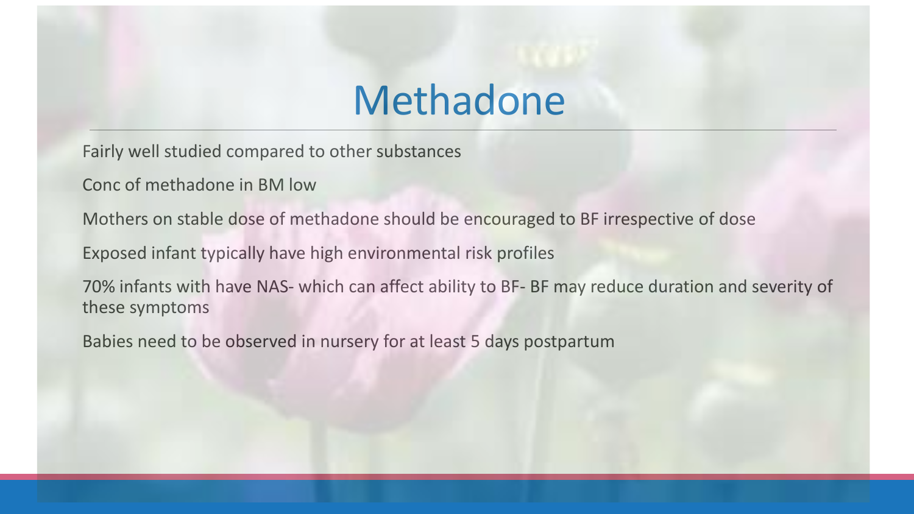# Methadone

Fairly well studied compared to other substances

Conc of methadone in BM low

Mothers on stable dose of methadone should be encouraged to BF irrespective of dose

Exposed infant typically have high environmental risk profiles

70% infants with have NAS- which can affect ability to BF- BF may reduce duration and severity of these symptoms

Babies need to be observed in nursery for at least 5 days postpartum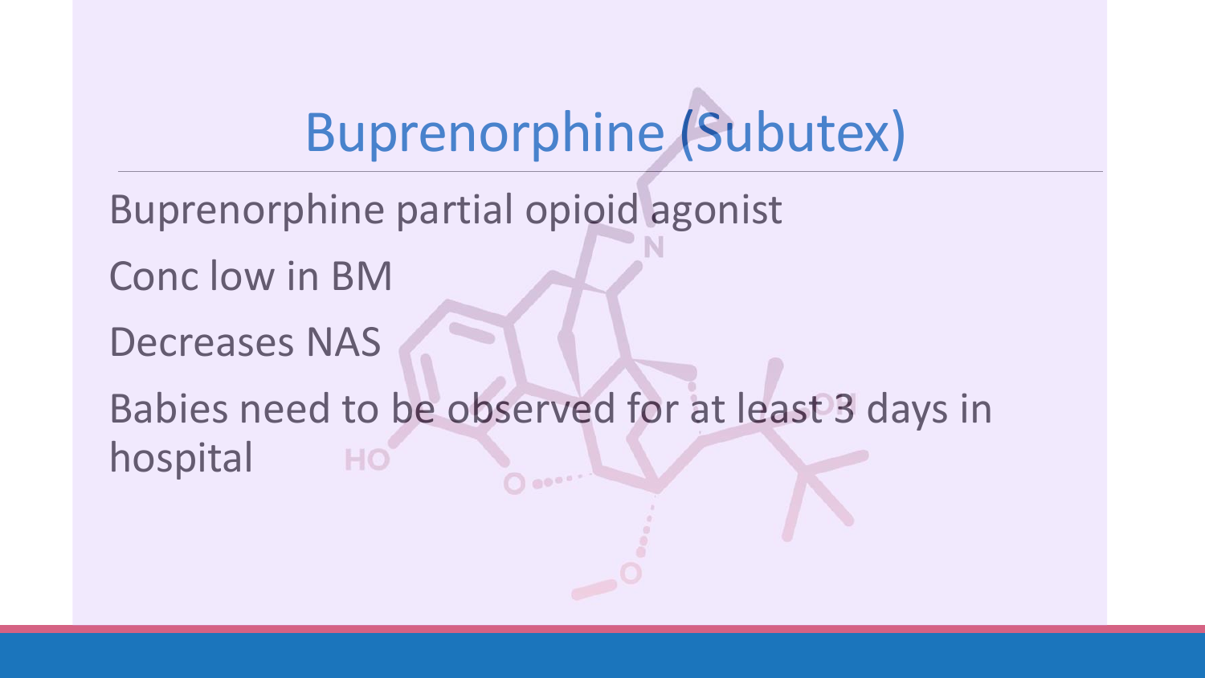# Buprenorphine (Subutex)

Buprenorphine partial opioid agonist

Conc low in BM

Decreases NAS

Babies need to be observed for at least 3 days in hospital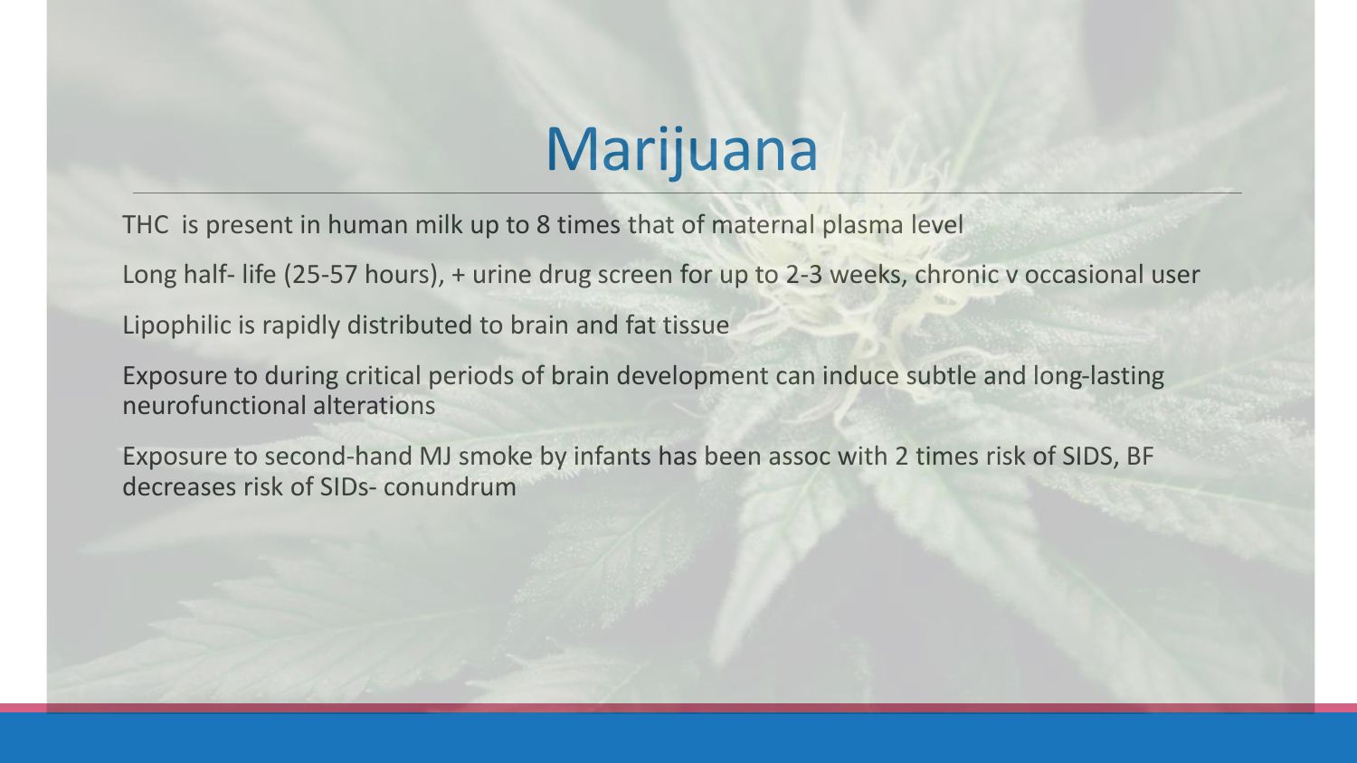# Marijuana

THC is present in human milk up to 8 times that of maternal plasma level

Long half- life (25-57 hours), + urine drug screen for up to 2-3 weeks, chronic v occasional user

Lipophilic is rapidly distributed to brain and fat tissue

Exposure to during critical periods of brain development can induce subtle and long-lasting neurofunctional alterations

Exposure to second-hand MJ smoke by infants has been assoc with 2 times risk of SIDS, BF decreases risk of SIDs- conundrum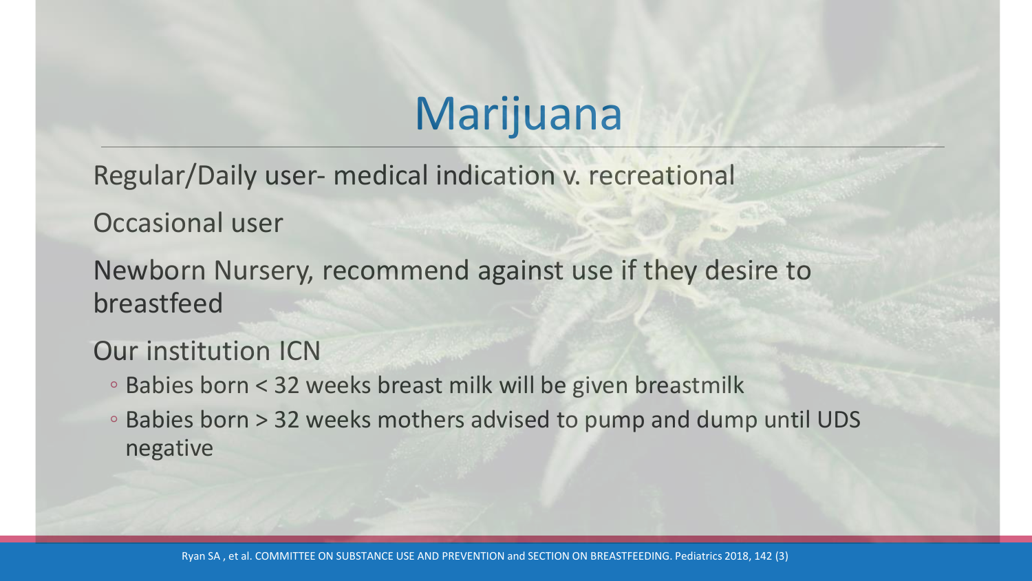# Marijuana

Regular/Daily user- medical indication v. recreational

Occasional user

Newborn Nursery, recommend against use if they desire to breastfeed

Our institution ICN

- Babies born < 32 weeks breast milk will be given breastmilk
- Babies born > 32 weeks mothers advised to pump and dump until UDS negative

Ryan SA , et al. COMMITTEE ON SUBSTANCE USE AND PREVENTION and SECTION ON BREASTFEEDING. Pediatrics 2018, 142 (3)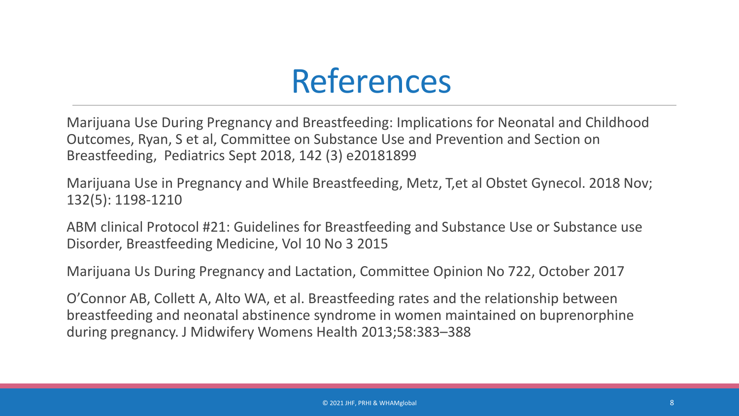# References

Marijuana Use During Pregnancy and Breastfeeding: Implications for Neonatal and Childhood Outcomes, Ryan, S et al, Committee on Substance Use and Prevention and Section on Breastfeeding, Pediatrics Sept 2018, 142 (3) e20181899

Marijuana Use in Pregnancy and While Breastfeeding, Metz, T,et al Obstet Gynecol. 2018 Nov; 132(5): 1198-1210

ABM clinical Protocol #21: Guidelines for Breastfeeding and Substance Use or Substance use Disorder, Breastfeeding Medicine, Vol 10 No 3 2015

Marijuana Us During Pregnancy and Lactation, Committee Opinion No 722, October 2017

O'Connor AB, Collett A, Alto WA, et al. Breastfeeding rates and the relationship between breastfeeding and neonatal abstinence syndrome in women maintained on buprenorphine during pregnancy. J Midwifery Womens Health 2013;58:383–388